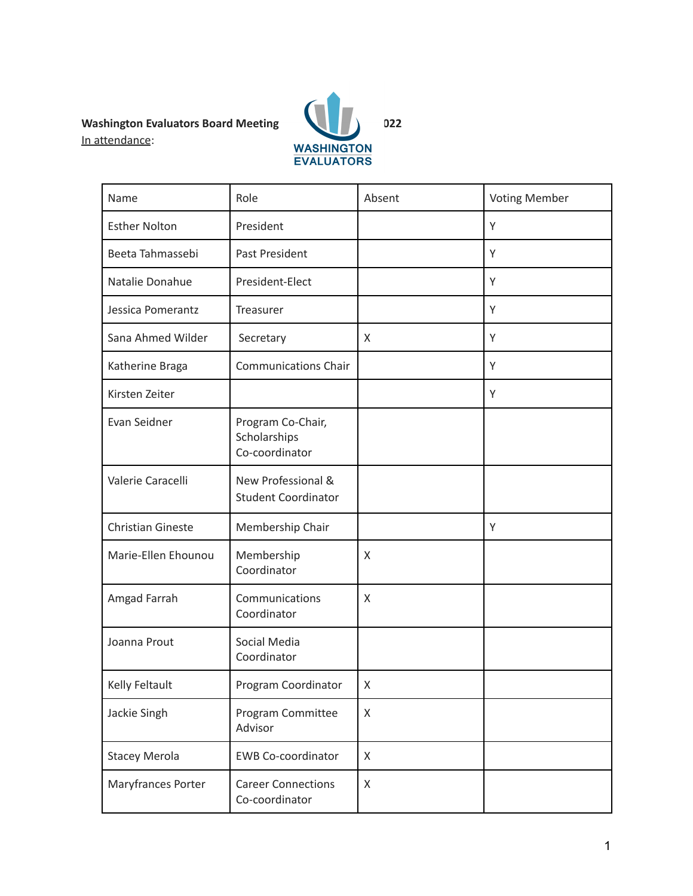**Washington Evaluators Board Meeting 022**

In attendance:

| Name | Role | Absent | Voting Member |
|---|---|---|---|
| Esther Nolton | President | | Y |
| Beeta Tahmassebi | Past President | | Y |
| Natalie Donahue | President-Elect | | Y |
| Jessica Pomerantz | Treasurer | | Y |
| Sana Ahmed Wilder | Secretary | X | Y |
| Katherine Braga | Communications Chair | | Y |
| Kirsten Zeiter | | | Y |
| Evan Seidner | Program Co-Chair, Scholarships Co-coordinator | | |
| Valerie Caracelli | New Professional & Student Coordinator | | |
| Christian Gineste | Membership Chair | | Y |
| Marie-Ellen Ehounou | Membership Coordinator | X | |
| Amgad Farrah | Communications Coordinator | X | |
| Joanna Prout | Social Media Coordinator | | |
| Kelly Feltault | Program Coordinator | X | |
| Jackie Singh | Program Committee Advisor | X | |
| Stacey Merola | EWB Co-coordinator | X | |
| Maryfrances Porter | Career Connections Co-coordinator | X | |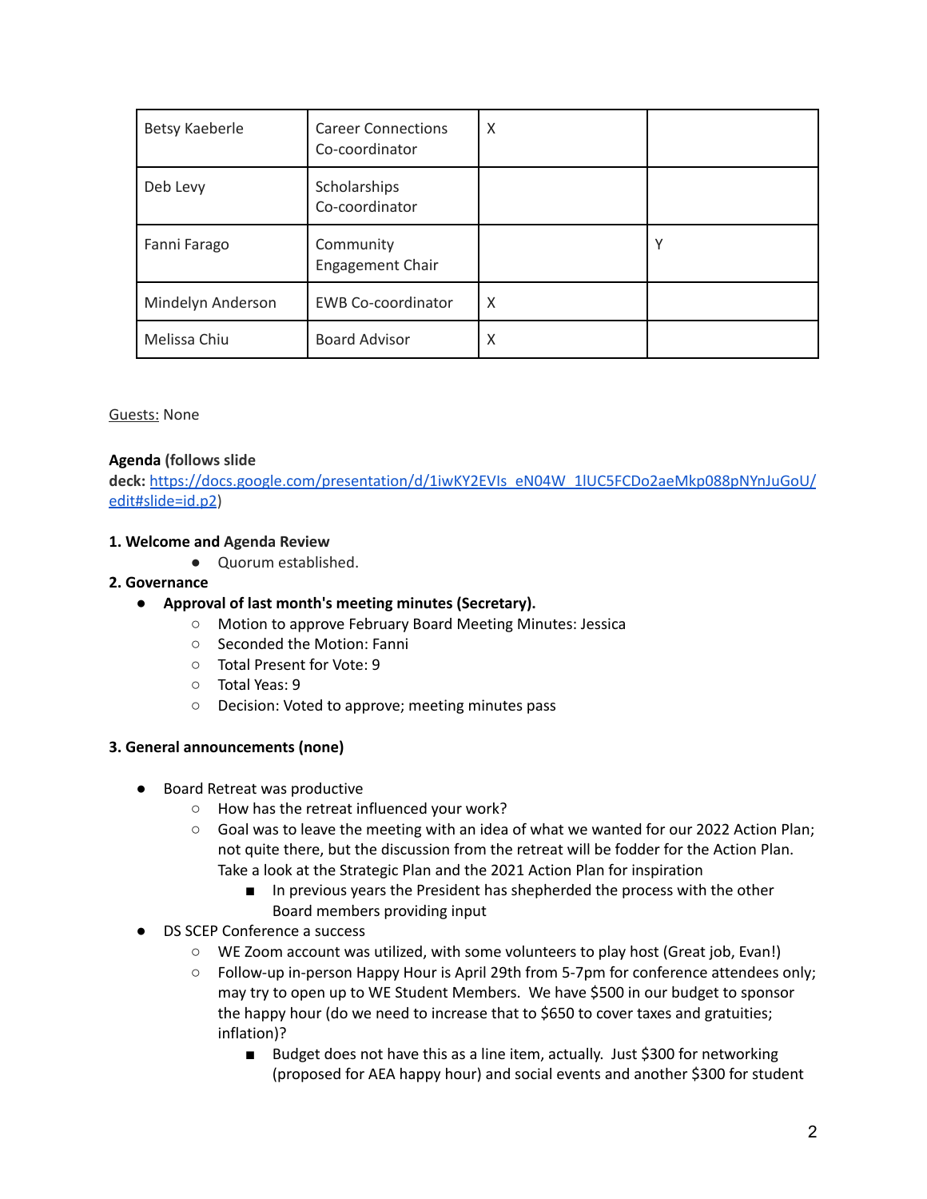| Betsy Kaeberle | Career Connections Co-coordinator | X | |
|---|---|---|---|
| Deb Levy | Scholarships Co-coordinator | | |
| Fanni Farago | Community Engagement Chair | | Y |
| Mindelyn Anderson | EWB Co-coordinator | X | |
| Melissa Chiu | Board Advisor | X | |

Guests: None

**Agenda (follows slide deck:** https://docs.google.com/presentation/d/1iwKY2EVIs_eN04W_1lUC5FCDo2aeMkp088pNYnJuGoU/edit#slide=id.p2)

**1. Welcome and Agenda Review**

- Quorum established.

**2. Governance**

- **Approval of last month's meeting minutes (Secretary).**
  - Motion to approve February Board Meeting Minutes: Jessica
  - Seconded the Motion: Fanni
  - Total Present for Vote: 9
  - Total Yeas: 9
  - Decision: Voted to approve; meeting minutes pass

**3. General announcements (none)**

- Board Retreat was productive
  - How has the retreat influenced your work?
  - Goal was to leave the meeting with an idea of what we wanted for our 2022 Action Plan; not quite there, but the discussion from the retreat will be fodder for the Action Plan. Take a look at the Strategic Plan and the 2021 Action Plan for inspiration
    - In previous years the President has shepherded the process with the other Board members providing input
- DS SCEP Conference a success
  - WE Zoom account was utilized, with some volunteers to play host (Great job, Evan!)
  - Follow-up in-person Happy Hour is April 29th from 5-7pm for conference attendees only; may try to open up to WE Student Members. We have $500 in our budget to sponsor the happy hour (do we need to increase that to $650 to cover taxes and gratuities; inflation)?
    - Budget does not have this as a line item, actually. Just $300 for networking (proposed for AEA happy hour) and social events and another $300 for student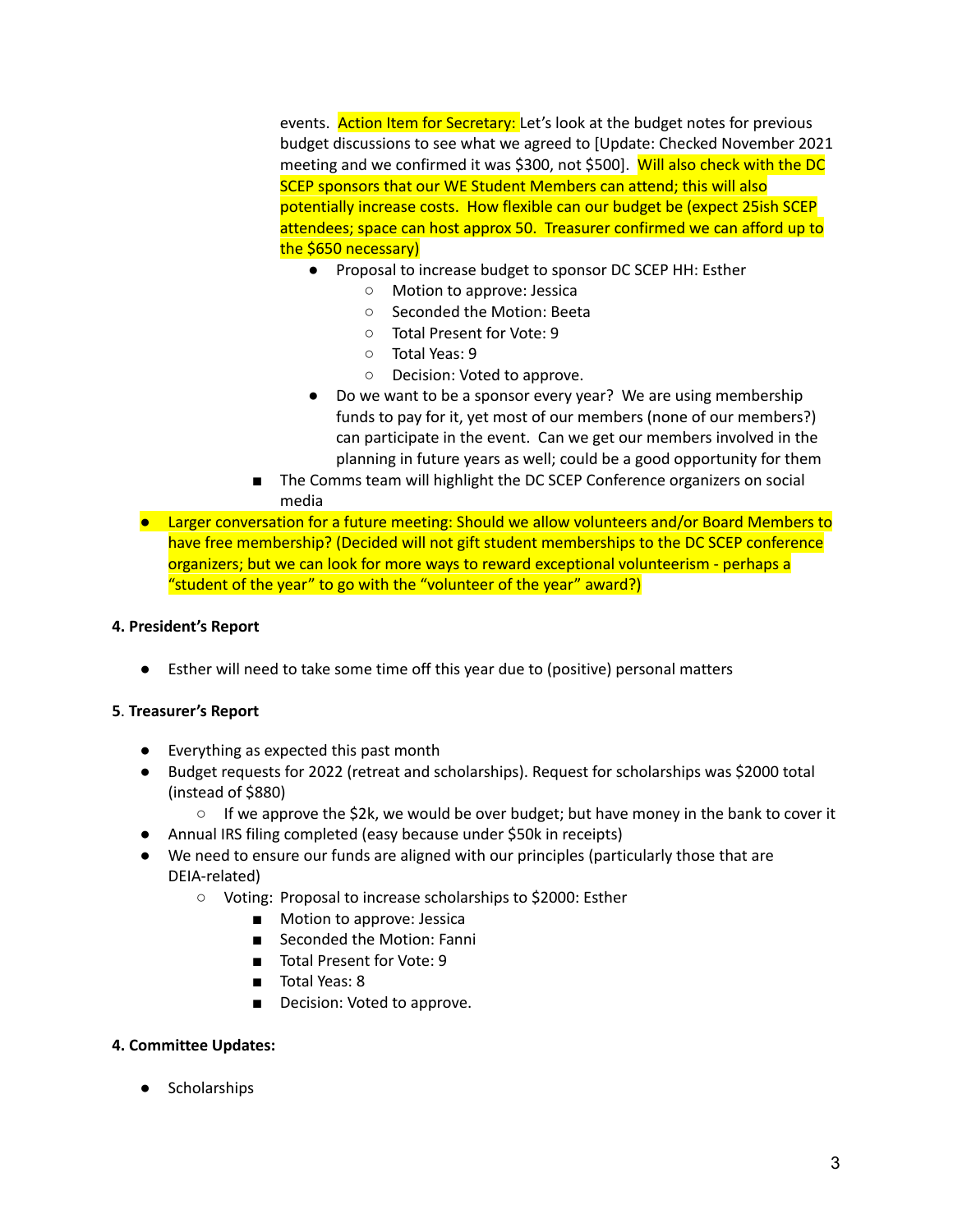events. Action Item for Secretary: Let's look at the budget notes for previous budget discussions to see what we agreed to [Update: Checked November 2021 meeting and we confirmed it was $300, not $500]. Will also check with the DC SCEP sponsors that our WE Student Members can attend; this will also potentially increase costs. How flexible can our budget be (expect 25ish SCEP attendees; space can host approx 50. Treasurer confirmed we can afford up to the $650 necessary)

- Proposal to increase budget to sponsor DC SCEP HH: Esther
    - Motion to approve: Jessica
    - Seconded the Motion: Beeta
    - Total Present for Vote: 9
    - Total Yeas: 9
    - Decision: Voted to approve.
- Do we want to be a sponsor every year? We are using membership funds to pay for it, yet most of our members (none of our members?) can participate in the event. Can we get our members involved in the planning in future years as well; could be a good opportunity for them

    - The Comms team will highlight the DC SCEP Conference organizers on social media

- Larger conversation for a future meeting: Should we allow volunteers and/or Board Members to have free membership? (Decided will not gift student memberships to the DC SCEP conference organizers; but we can look for more ways to reward exceptional volunteerism - perhaps a "student of the year" to go with the "volunteer of the year" award?)

**4. President's Report**

- Esther will need to take some time off this year due to (positive) personal matters

**5. Treasurer's Report**

- Everything as expected this past month
- Budget requests for 2022 (retreat and scholarships). Request for scholarships was $2000 total (instead of $880)
    - If we approve the $2k, we would be over budget; but have money in the bank to cover it
- Annual IRS filing completed (easy because under $50k in receipts)
- We need to ensure our funds are aligned with our principles (particularly those that are DEIA-related)
    - Voting: Proposal to increase scholarships to $2000: Esther
        - Motion to approve: Jessica
        - Seconded the Motion: Fanni
        - Total Present for Vote: 9
        - Total Yeas: 8
        - Decision: Voted to approve.

**4. Committee Updates:**

- Scholarships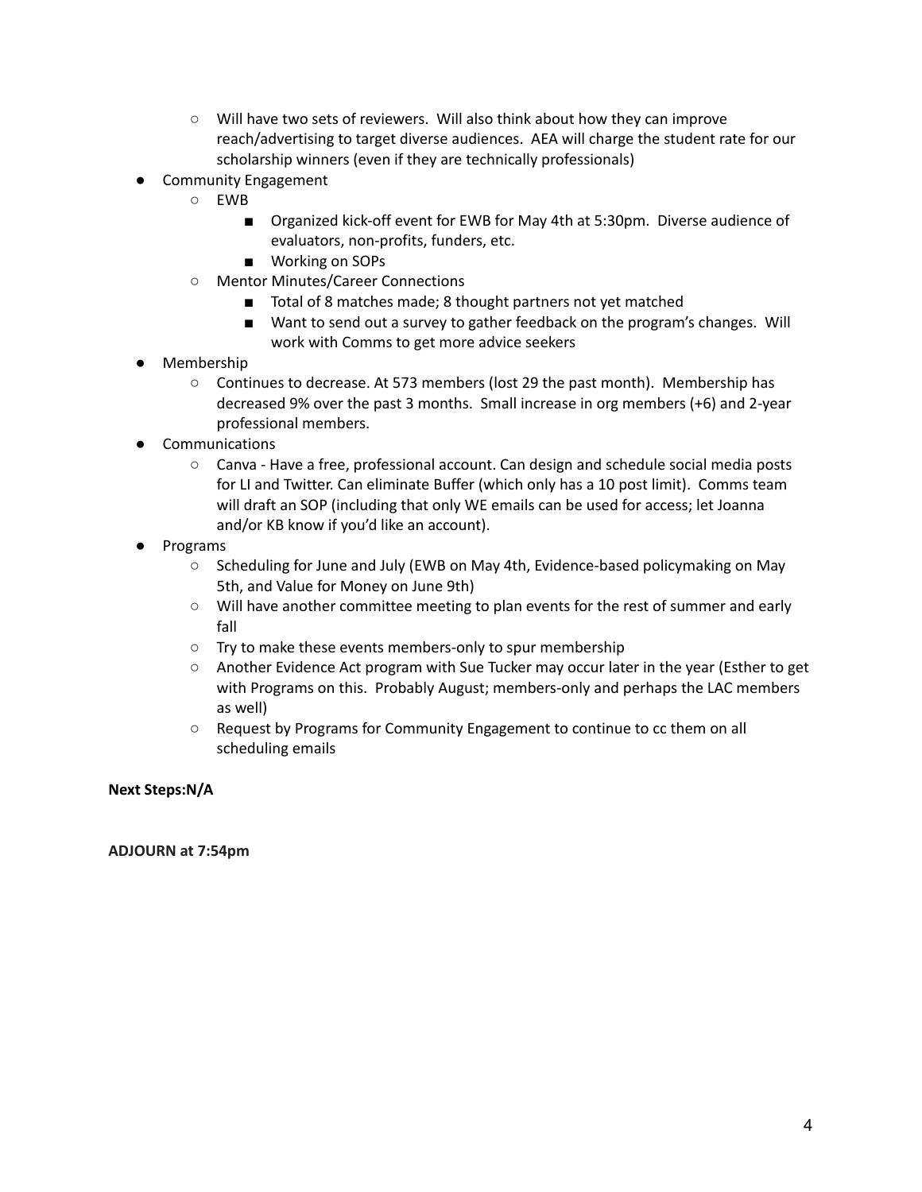- Will have two sets of reviewers. Will also think about how they can improve reach/advertising to target diverse audiences. AEA will charge the student rate for our scholarship winners (even if they are technically professionals)
- Community Engagement
    - EWB
        - Organized kick-off event for EWB for May 4th at 5:30pm. Diverse audience of evaluators, non-profits, funders, etc.
        - Working on SOPs
    - Mentor Minutes/Career Connections
        - Total of 8 matches made; 8 thought partners not yet matched
        - Want to send out a survey to gather feedback on the program's changes. Will work with Comms to get more advice seekers
- Membership
    - Continues to decrease. At 573 members (lost 29 the past month). Membership has decreased 9% over the past 3 months. Small increase in org members (+6) and 2-year professional members.
- Communications
    - Canva - Have a free, professional account. Can design and schedule social media posts for LI and Twitter. Can eliminate Buffer (which only has a 10 post limit). Comms team will draft an SOP (including that only WE emails can be used for access; let Joanna and/or KB know if you'd like an account).
- Programs
    - Scheduling for June and July (EWB on May 4th, Evidence-based policymaking on May 5th, and Value for Money on June 9th)
    - Will have another committee meeting to plan events for the rest of summer and early fall
    - Try to make these events members-only to spur membership
    - Another Evidence Act program with Sue Tucker may occur later in the year (Esther to get with Programs on this. Probably August; members-only and perhaps the LAC members as well)
    - Request by Programs for Community Engagement to continue to cc them on all scheduling emails

**Next Steps:N/A**

**ADJOURN at 7:54pm**